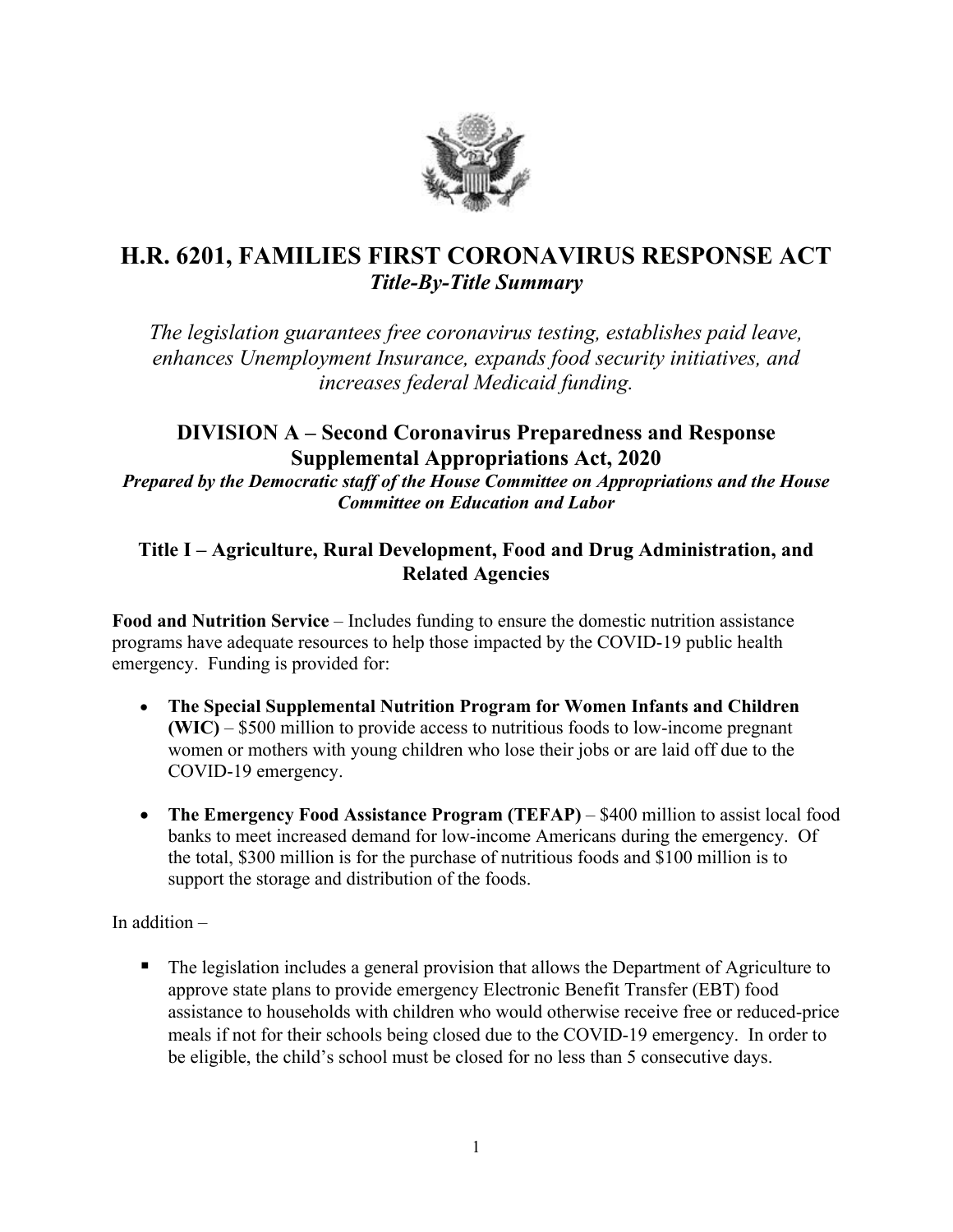# H.R. 6201, FAMILIES FIRST CORONAVIRUS RESPONSE ACT

***Title-By-Title Summary***

*The legislation guarantees free coronavirus testing, establishes paid leave, enhances Unemployment Insurance, expands food security initiatives, and increases federal Medicaid funding.*

## DIVISION A – Second Coronavirus Preparedness and Response Supplemental Appropriations Act, 2020

***Prepared by the Democratic staff of the House Committee on Appropriations and the House Committee on Education and Labor***

### Title I – Agriculture, Rural Development, Food and Drug Administration, and Related Agencies

**Food and Nutrition Service** – Includes funding to ensure the domestic nutrition assistance programs have adequate resources to help those impacted by the COVID-19 public health emergency. Funding is provided for:

- **The Special Supplemental Nutrition Program for Women Infants and Children (WIC)** – $500 million to provide access to nutritious foods to low-income pregnant women or mothers with young children who lose their jobs or are laid off due to the COVID-19 emergency.
- **The Emergency Food Assistance Program (TEFAP)** – $400 million to assist local food banks to meet increased demand for low-income Americans during the emergency. Of the total, $300 million is for the purchase of nutritious foods and $100 million is to support the storage and distribution of the foods.

In addition –

- The legislation includes a general provision that allows the Department of Agriculture to approve state plans to provide emergency Electronic Benefit Transfer (EBT) food assistance to households with children who would otherwise receive free or reduced-price meals if not for their schools being closed due to the COVID-19 emergency. In order to be eligible, the child's school must be closed for no less than 5 consecutive days.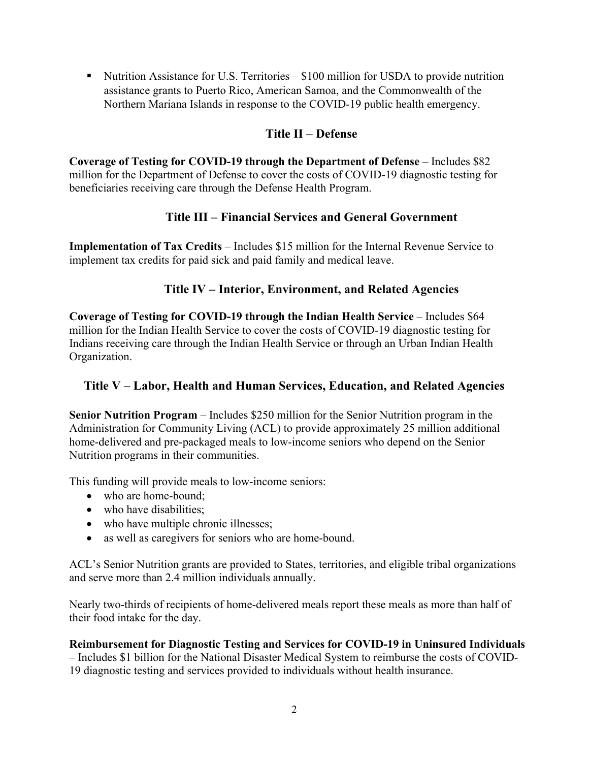- Nutrition Assistance for U.S. Territories – $100 million for USDA to provide nutrition assistance grants to Puerto Rico, American Samoa, and the Commonwealth of the Northern Mariana Islands in response to the COVID-19 public health emergency.

## Title II – Defense

**Coverage of Testing for COVID-19 through the Department of Defense** – Includes $82 million for the Department of Defense to cover the costs of COVID-19 diagnostic testing for beneficiaries receiving care through the Defense Health Program.

## Title III – Financial Services and General Government

**Implementation of Tax Credits** – Includes $15 million for the Internal Revenue Service to implement tax credits for paid sick and paid family and medical leave.

## Title IV – Interior, Environment, and Related Agencies

**Coverage of Testing for COVID-19 through the Indian Health Service** – Includes $64 million for the Indian Health Service to cover the costs of COVID-19 diagnostic testing for Indians receiving care through the Indian Health Service or through an Urban Indian Health Organization.

## Title V – Labor, Health and Human Services, Education, and Related Agencies

**Senior Nutrition Program** – Includes $250 million for the Senior Nutrition program in the Administration for Community Living (ACL) to provide approximately 25 million additional home-delivered and pre-packaged meals to low-income seniors who depend on the Senior Nutrition programs in their communities.

This funding will provide meals to low-income seniors:

- who are home-bound;
- who have disabilities;
- who have multiple chronic illnesses;
- as well as caregivers for seniors who are home-bound.

ACL's Senior Nutrition grants are provided to States, territories, and eligible tribal organizations and serve more than 2.4 million individuals annually.

Nearly two-thirds of recipients of home-delivered meals report these meals as more than half of their food intake for the day.

**Reimbursement for Diagnostic Testing and Services for COVID-19 in Uninsured Individuals** – Includes $1 billion for the National Disaster Medical System to reimburse the costs of COVID-19 diagnostic testing and services provided to individuals without health insurance.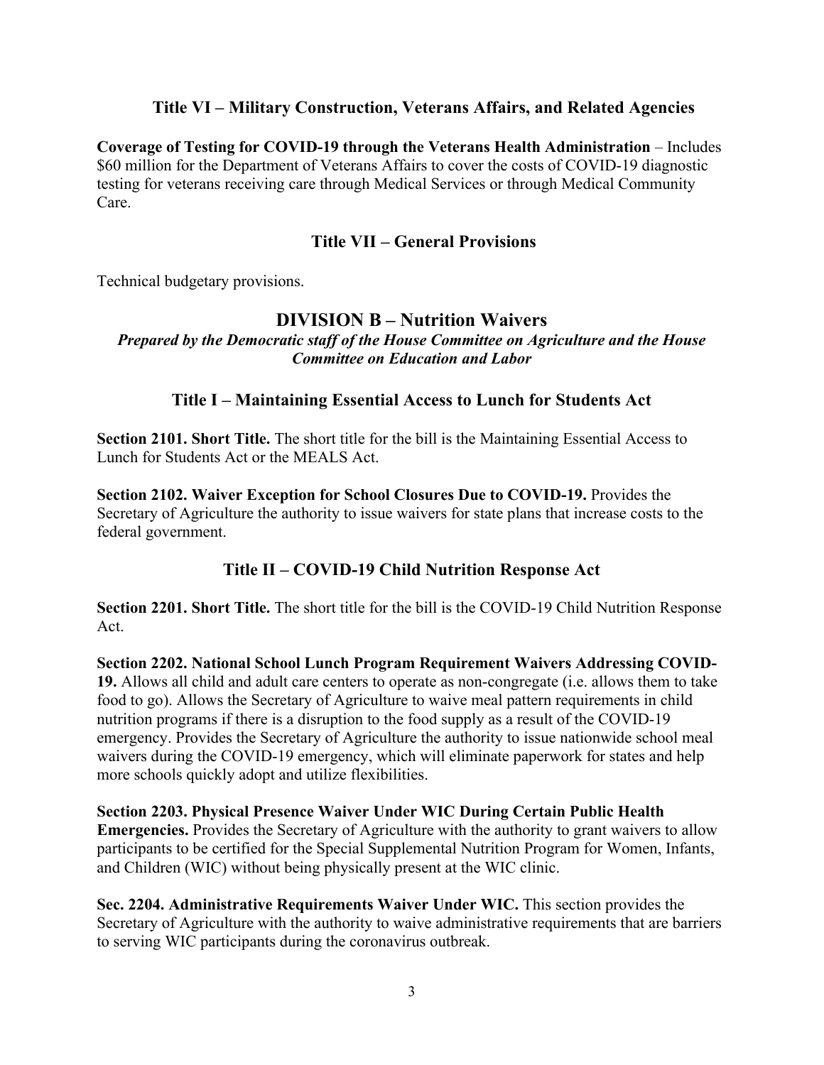### Title VI – Military Construction, Veterans Affairs, and Related Agencies

**Coverage of Testing for COVID-19 through the Veterans Health Administration** – Includes $60 million for the Department of Veterans Affairs to cover the costs of COVID-19 diagnostic testing for veterans receiving care through Medical Services or through Medical Community Care.

### Title VII – General Provisions

Technical budgetary provisions.

## DIVISION B – Nutrition Waivers

***Prepared by the Democratic staff of the House Committee on Agriculture and the House Committee on Education and Labor***

### Title I – Maintaining Essential Access to Lunch for Students Act

**Section 2101. Short Title.** The short title for the bill is the Maintaining Essential Access to Lunch for Students Act or the MEALS Act.

**Section 2102. Waiver Exception for School Closures Due to COVID-19.** Provides the Secretary of Agriculture the authority to issue waivers for state plans that increase costs to the federal government.

### Title II – COVID-19 Child Nutrition Response Act

**Section 2201. Short Title.** The short title for the bill is the COVID-19 Child Nutrition Response Act.

**Section 2202. National School Lunch Program Requirement Waivers Addressing COVID-19.** Allows all child and adult care centers to operate as non-congregate (i.e. allows them to take food to go). Allows the Secretary of Agriculture to waive meal pattern requirements in child nutrition programs if there is a disruption to the food supply as a result of the COVID-19 emergency. Provides the Secretary of Agriculture the authority to issue nationwide school meal waivers during the COVID-19 emergency, which will eliminate paperwork for states and help more schools quickly adopt and utilize flexibilities.

**Section 2203. Physical Presence Waiver Under WIC During Certain Public Health Emergencies.** Provides the Secretary of Agriculture with the authority to grant waivers to allow participants to be certified for the Special Supplemental Nutrition Program for Women, Infants, and Children (WIC) without being physically present at the WIC clinic.

**Sec. 2204. Administrative Requirements Waiver Under WIC.** This section provides the Secretary of Agriculture with the authority to waive administrative requirements that are barriers to serving WIC participants during the coronavirus outbreak.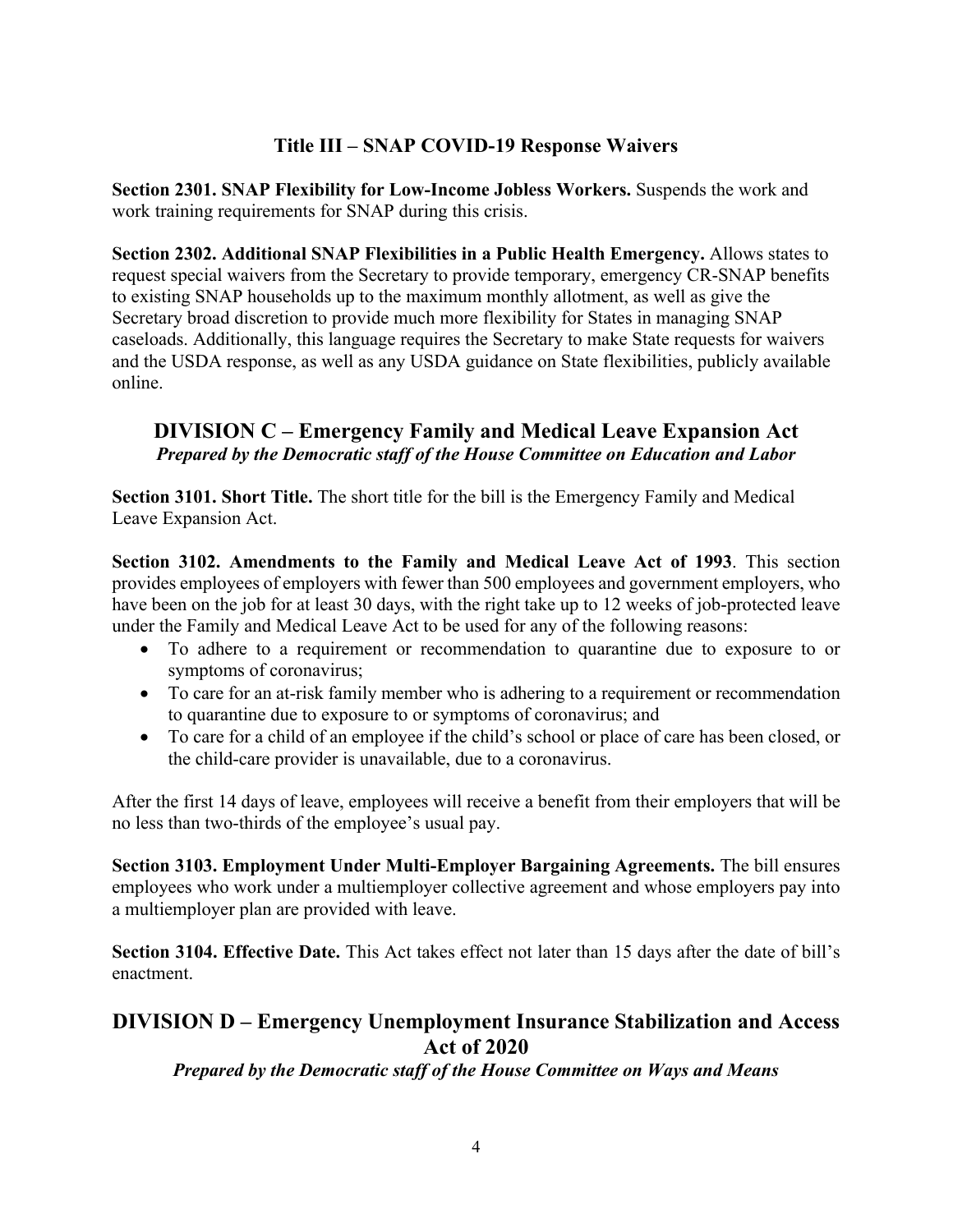### Title III – SNAP COVID-19 Response Waivers

**Section 2301. SNAP Flexibility for Low-Income Jobless Workers.** Suspends the work and work training requirements for SNAP during this crisis.

**Section 2302. Additional SNAP Flexibilities in a Public Health Emergency.** Allows states to request special waivers from the Secretary to provide temporary, emergency CR-SNAP benefits to existing SNAP households up to the maximum monthly allotment, as well as give the Secretary broad discretion to provide much more flexibility for States in managing SNAP caseloads. Additionally, this language requires the Secretary to make State requests for waivers and the USDA response, as well as any USDA guidance on State flexibilities, publicly available online.

## DIVISION C – Emergency Family and Medical Leave Expansion Act

***Prepared by the Democratic staff of the House Committee on Education and Labor***

**Section 3101. Short Title.** The short title for the bill is the Emergency Family and Medical Leave Expansion Act.

**Section 3102. Amendments to the Family and Medical Leave Act of 1993**. This section provides employees of employers with fewer than 500 employees and government employers, who have been on the job for at least 30 days, with the right take up to 12 weeks of job-protected leave under the Family and Medical Leave Act to be used for any of the following reasons:

- To adhere to a requirement or recommendation to quarantine due to exposure to or symptoms of coronavirus;
- To care for an at-risk family member who is adhering to a requirement or recommendation to quarantine due to exposure to or symptoms of coronavirus; and
- To care for a child of an employee if the child's school or place of care has been closed, or the child-care provider is unavailable, due to a coronavirus.

After the first 14 days of leave, employees will receive a benefit from their employers that will be no less than two-thirds of the employee's usual pay.

**Section 3103. Employment Under Multi-Employer Bargaining Agreements.** The bill ensures employees who work under a multiemployer collective agreement and whose employers pay into a multiemployer plan are provided with leave.

**Section 3104. Effective Date.** This Act takes effect not later than 15 days after the date of bill's enactment.

## DIVISION D – Emergency Unemployment Insurance Stabilization and Access Act of 2020

***Prepared by the Democratic staff of the House Committee on Ways and Means***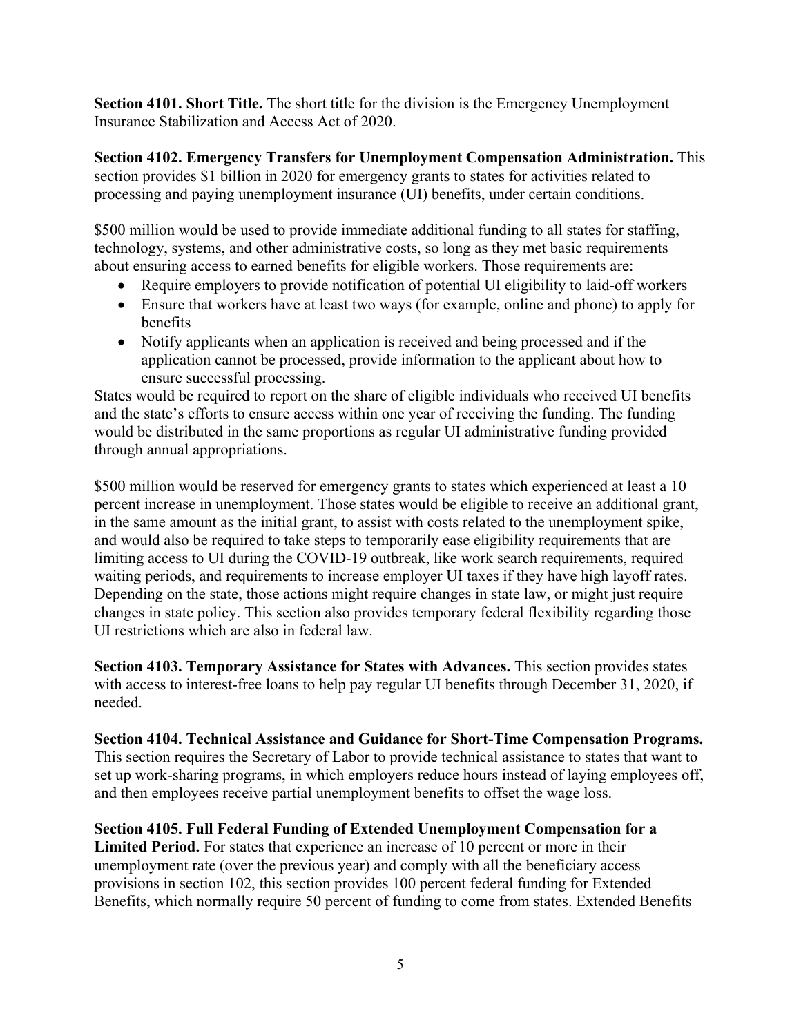**Section 4101. Short Title.** The short title for the division is the Emergency Unemployment Insurance Stabilization and Access Act of 2020.

**Section 4102. Emergency Transfers for Unemployment Compensation Administration.** This section provides $1 billion in 2020 for emergency grants to states for activities related to processing and paying unemployment insurance (UI) benefits, under certain conditions.

$500 million would be used to provide immediate additional funding to all states for staffing, technology, systems, and other administrative costs, so long as they met basic requirements about ensuring access to earned benefits for eligible workers. Those requirements are:

- Require employers to provide notification of potential UI eligibility to laid-off workers
- Ensure that workers have at least two ways (for example, online and phone) to apply for benefits
- Notify applicants when an application is received and being processed and if the application cannot be processed, provide information to the applicant about how to ensure successful processing.

States would be required to report on the share of eligible individuals who received UI benefits and the state's efforts to ensure access within one year of receiving the funding. The funding would be distributed in the same proportions as regular UI administrative funding provided through annual appropriations.

$500 million would be reserved for emergency grants to states which experienced at least a 10 percent increase in unemployment. Those states would be eligible to receive an additional grant, in the same amount as the initial grant, to assist with costs related to the unemployment spike, and would also be required to take steps to temporarily ease eligibility requirements that are limiting access to UI during the COVID-19 outbreak, like work search requirements, required waiting periods, and requirements to increase employer UI taxes if they have high layoff rates. Depending on the state, those actions might require changes in state law, or might just require changes in state policy. This section also provides temporary federal flexibility regarding those UI restrictions which are also in federal law.

**Section 4103. Temporary Assistance for States with Advances.** This section provides states with access to interest-free loans to help pay regular UI benefits through December 31, 2020, if needed.

**Section 4104. Technical Assistance and Guidance for Short-Time Compensation Programs.** This section requires the Secretary of Labor to provide technical assistance to states that want to set up work-sharing programs, in which employers reduce hours instead of laying employees off, and then employees receive partial unemployment benefits to offset the wage loss.

**Section 4105. Full Federal Funding of Extended Unemployment Compensation for a Limited Period.** For states that experience an increase of 10 percent or more in their unemployment rate (over the previous year) and comply with all the beneficiary access provisions in section 102, this section provides 100 percent federal funding for Extended Benefits, which normally require 50 percent of funding to come from states. Extended Benefits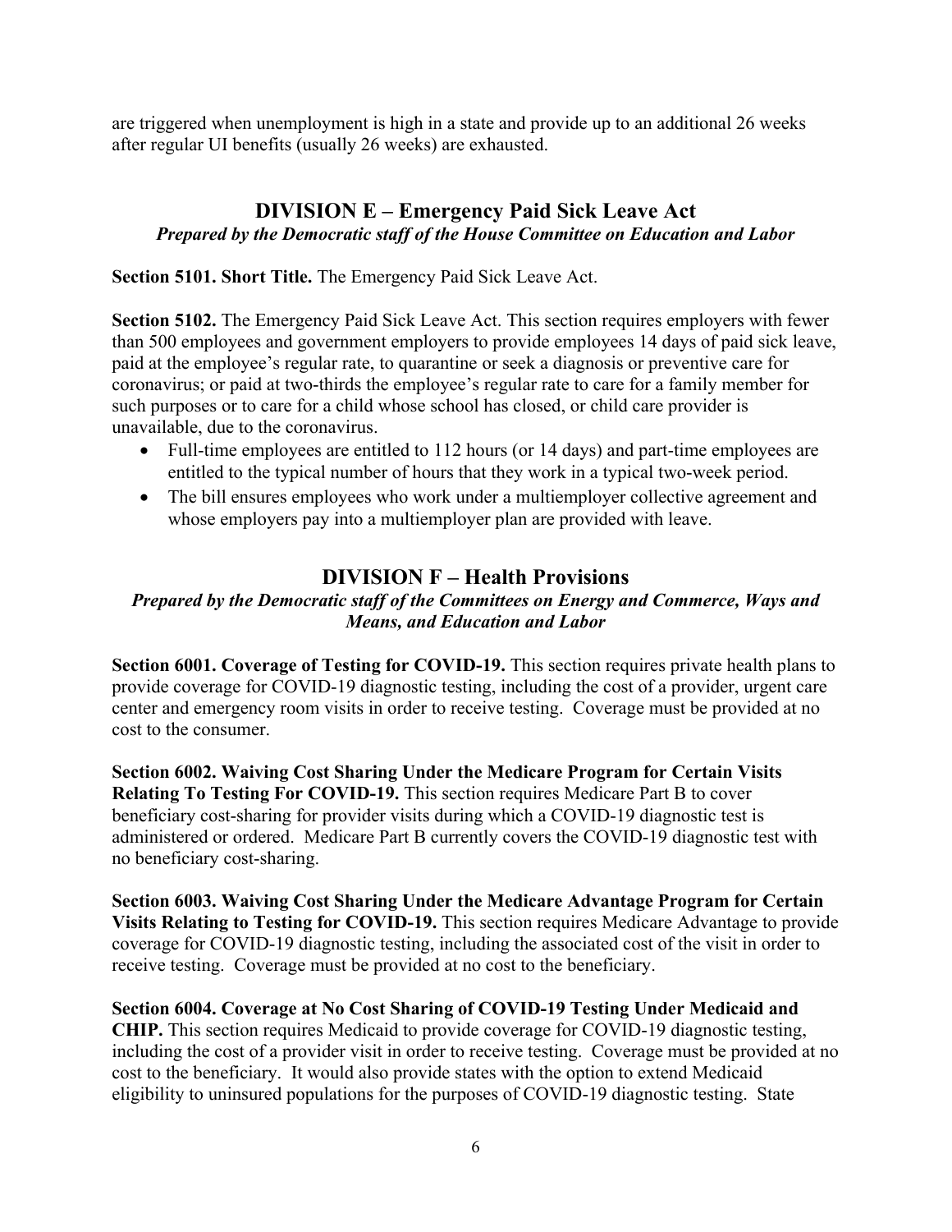are triggered when unemployment is high in a state and provide up to an additional 26 weeks after regular UI benefits (usually 26 weeks) are exhausted.

## DIVISION E – Emergency Paid Sick Leave Act

***Prepared by the Democratic staff of the House Committee on Education and Labor***

**Section 5101. Short Title.** The Emergency Paid Sick Leave Act.

**Section 5102.** The Emergency Paid Sick Leave Act. This section requires employers with fewer than 500 employees and government employers to provide employees 14 days of paid sick leave, paid at the employee's regular rate, to quarantine or seek a diagnosis or preventive care for coronavirus; or paid at two-thirds the employee's regular rate to care for a family member for such purposes or to care for a child whose school has closed, or child care provider is unavailable, due to the coronavirus.

- Full-time employees are entitled to 112 hours (or 14 days) and part-time employees are entitled to the typical number of hours that they work in a typical two-week period.
- The bill ensures employees who work under a multiemployer collective agreement and whose employers pay into a multiemployer plan are provided with leave.

## DIVISION F – Health Provisions

***Prepared by the Democratic staff of the Committees on Energy and Commerce, Ways and Means, and Education and Labor***

**Section 6001. Coverage of Testing for COVID-19.** This section requires private health plans to provide coverage for COVID-19 diagnostic testing, including the cost of a provider, urgent care center and emergency room visits in order to receive testing. Coverage must be provided at no cost to the consumer.

**Section 6002. Waiving Cost Sharing Under the Medicare Program for Certain Visits Relating To Testing For COVID-19.** This section requires Medicare Part B to cover beneficiary cost-sharing for provider visits during which a COVID-19 diagnostic test is administered or ordered. Medicare Part B currently covers the COVID-19 diagnostic test with no beneficiary cost-sharing.

**Section 6003. Waiving Cost Sharing Under the Medicare Advantage Program for Certain Visits Relating to Testing for COVID-19.** This section requires Medicare Advantage to provide coverage for COVID-19 diagnostic testing, including the associated cost of the visit in order to receive testing. Coverage must be provided at no cost to the beneficiary.

**Section 6004. Coverage at No Cost Sharing of COVID-19 Testing Under Medicaid and CHIP.** This section requires Medicaid to provide coverage for COVID-19 diagnostic testing, including the cost of a provider visit in order to receive testing. Coverage must be provided at no cost to the beneficiary. It would also provide states with the option to extend Medicaid eligibility to uninsured populations for the purposes of COVID-19 diagnostic testing. State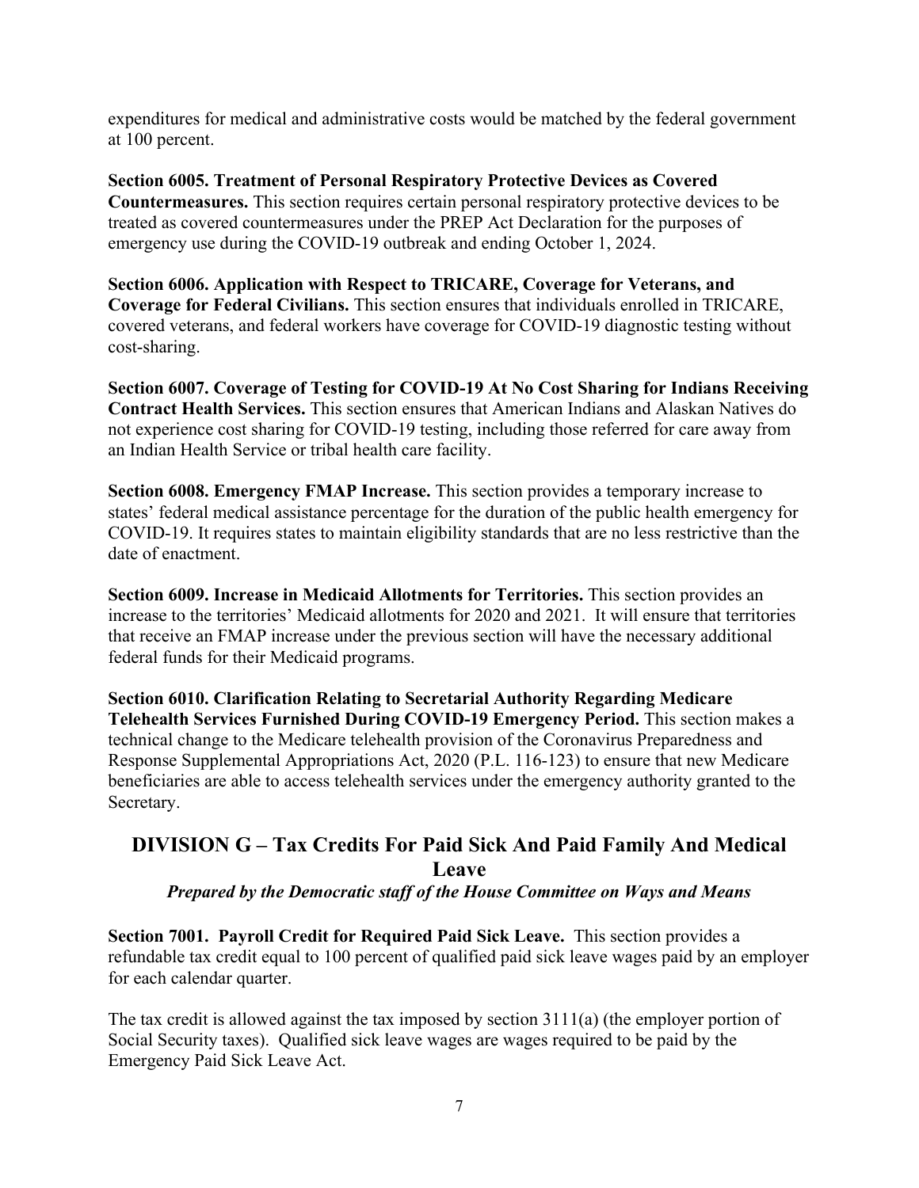expenditures for medical and administrative costs would be matched by the federal government at 100 percent.

**Section 6005. Treatment of Personal Respiratory Protective Devices as Covered Countermeasures.** This section requires certain personal respiratory protective devices to be treated as covered countermeasures under the PREP Act Declaration for the purposes of emergency use during the COVID-19 outbreak and ending October 1, 2024.

**Section 6006. Application with Respect to TRICARE, Coverage for Veterans, and Coverage for Federal Civilians.** This section ensures that individuals enrolled in TRICARE, covered veterans, and federal workers have coverage for COVID-19 diagnostic testing without cost-sharing.

**Section 6007. Coverage of Testing for COVID-19 At No Cost Sharing for Indians Receiving Contract Health Services.** This section ensures that American Indians and Alaskan Natives do not experience cost sharing for COVID-19 testing, including those referred for care away from an Indian Health Service or tribal health care facility.

**Section 6008. Emergency FMAP Increase.** This section provides a temporary increase to states' federal medical assistance percentage for the duration of the public health emergency for COVID-19. It requires states to maintain eligibility standards that are no less restrictive than the date of enactment.

**Section 6009. Increase in Medicaid Allotments for Territories.** This section provides an increase to the territories' Medicaid allotments for 2020 and 2021. It will ensure that territories that receive an FMAP increase under the previous section will have the necessary additional federal funds for their Medicaid programs.

**Section 6010. Clarification Relating to Secretarial Authority Regarding Medicare Telehealth Services Furnished During COVID-19 Emergency Period.** This section makes a technical change to the Medicare telehealth provision of the Coronavirus Preparedness and Response Supplemental Appropriations Act, 2020 (P.L. 116-123) to ensure that new Medicare beneficiaries are able to access telehealth services under the emergency authority granted to the Secretary.

## DIVISION G – Tax Credits For Paid Sick And Paid Family And Medical Leave

***Prepared by the Democratic staff of the House Committee on Ways and Means***

**Section 7001. Payroll Credit for Required Paid Sick Leave.** This section provides a refundable tax credit equal to 100 percent of qualified paid sick leave wages paid by an employer for each calendar quarter.

The tax credit is allowed against the tax imposed by section 3111(a) (the employer portion of Social Security taxes). Qualified sick leave wages are wages required to be paid by the Emergency Paid Sick Leave Act.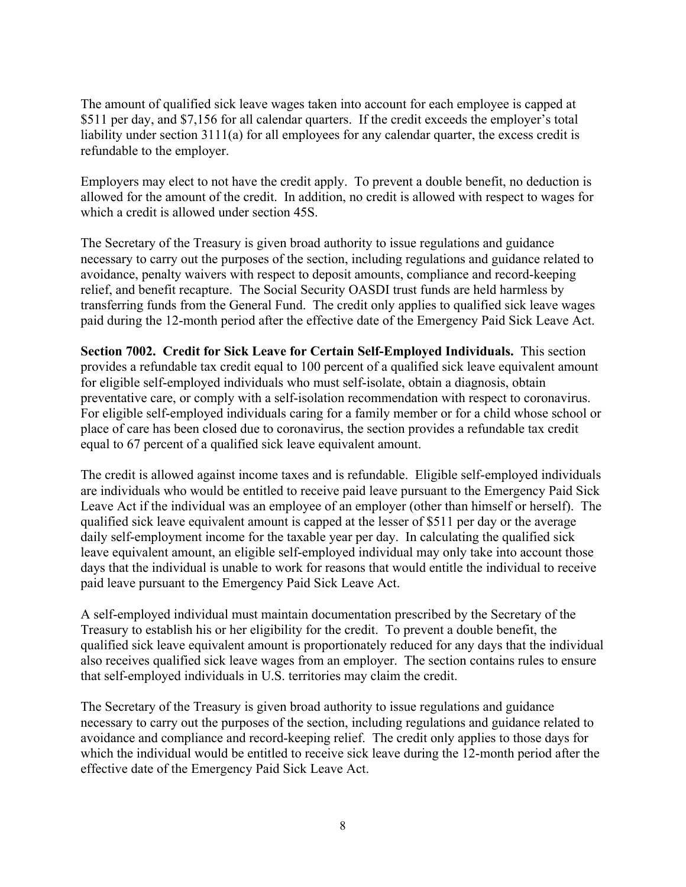The amount of qualified sick leave wages taken into account for each employee is capped at $511 per day, and $7,156 for all calendar quarters. If the credit exceeds the employer's total liability under section 3111(a) for all employees for any calendar quarter, the excess credit is refundable to the employer.

Employers may elect to not have the credit apply. To prevent a double benefit, no deduction is allowed for the amount of the credit. In addition, no credit is allowed with respect to wages for which a credit is allowed under section 45S.

The Secretary of the Treasury is given broad authority to issue regulations and guidance necessary to carry out the purposes of the section, including regulations and guidance related to avoidance, penalty waivers with respect to deposit amounts, compliance and record-keeping relief, and benefit recapture. The Social Security OASDI trust funds are held harmless by transferring funds from the General Fund. The credit only applies to qualified sick leave wages paid during the 12-month period after the effective date of the Emergency Paid Sick Leave Act.

**Section 7002. Credit for Sick Leave for Certain Self-Employed Individuals.** This section provides a refundable tax credit equal to 100 percent of a qualified sick leave equivalent amount for eligible self-employed individuals who must self-isolate, obtain a diagnosis, obtain preventative care, or comply with a self-isolation recommendation with respect to coronavirus. For eligible self-employed individuals caring for a family member or for a child whose school or place of care has been closed due to coronavirus, the section provides a refundable tax credit equal to 67 percent of a qualified sick leave equivalent amount.

The credit is allowed against income taxes and is refundable. Eligible self-employed individuals are individuals who would be entitled to receive paid leave pursuant to the Emergency Paid Sick Leave Act if the individual was an employee of an employer (other than himself or herself). The qualified sick leave equivalent amount is capped at the lesser of $511 per day or the average daily self-employment income for the taxable year per day. In calculating the qualified sick leave equivalent amount, an eligible self-employed individual may only take into account those days that the individual is unable to work for reasons that would entitle the individual to receive paid leave pursuant to the Emergency Paid Sick Leave Act.

A self-employed individual must maintain documentation prescribed by the Secretary of the Treasury to establish his or her eligibility for the credit. To prevent a double benefit, the qualified sick leave equivalent amount is proportionately reduced for any days that the individual also receives qualified sick leave wages from an employer. The section contains rules to ensure that self-employed individuals in U.S. territories may claim the credit.

The Secretary of the Treasury is given broad authority to issue regulations and guidance necessary to carry out the purposes of the section, including regulations and guidance related to avoidance and compliance and record-keeping relief. The credit only applies to those days for which the individual would be entitled to receive sick leave during the 12-month period after the effective date of the Emergency Paid Sick Leave Act.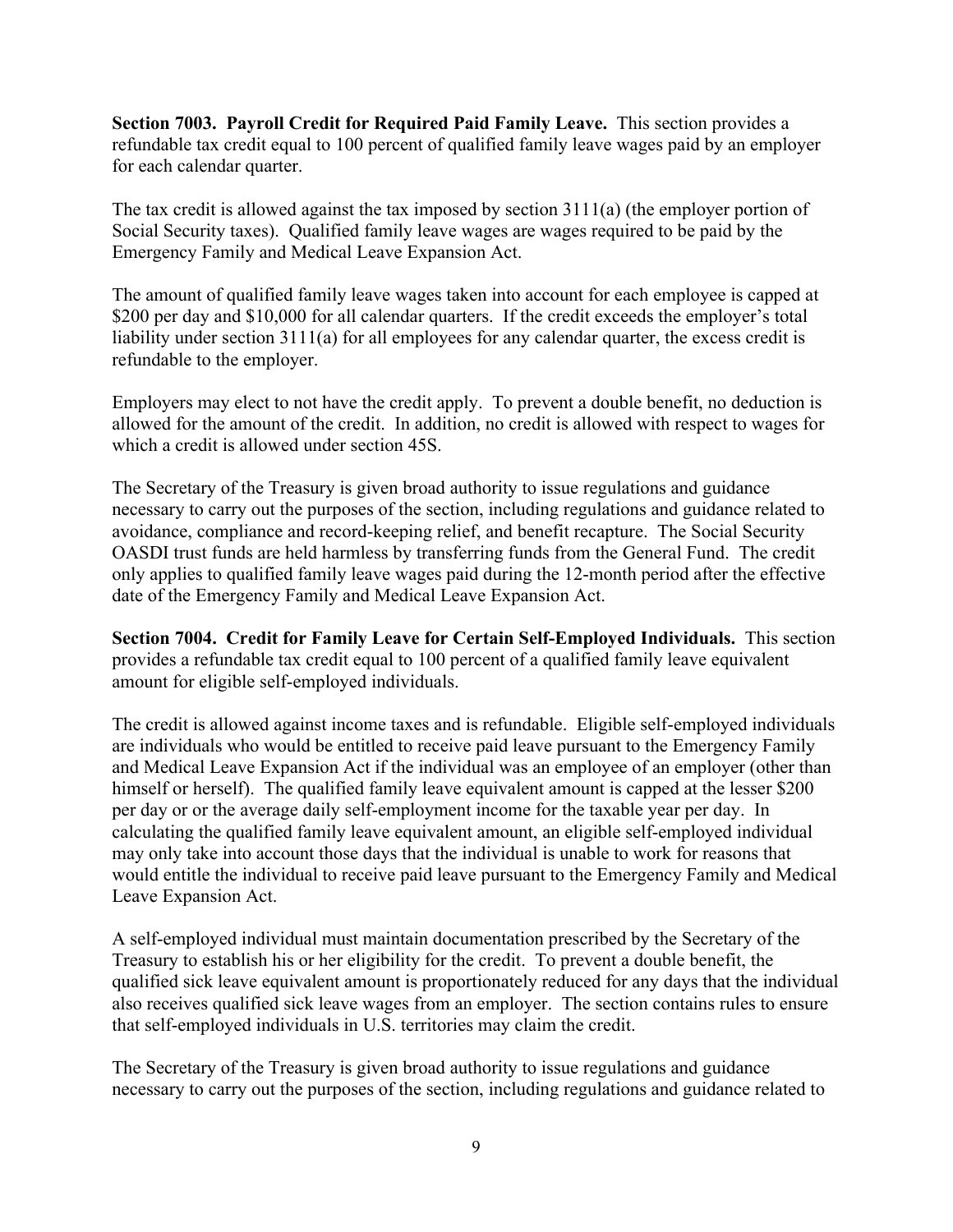**Section 7003. Payroll Credit for Required Paid Family Leave.** This section provides a refundable tax credit equal to 100 percent of qualified family leave wages paid by an employer for each calendar quarter.

The tax credit is allowed against the tax imposed by section 3111(a) (the employer portion of Social Security taxes). Qualified family leave wages are wages required to be paid by the Emergency Family and Medical Leave Expansion Act.

The amount of qualified family leave wages taken into account for each employee is capped at $200 per day and $10,000 for all calendar quarters. If the credit exceeds the employer's total liability under section 3111(a) for all employees for any calendar quarter, the excess credit is refundable to the employer.

Employers may elect to not have the credit apply. To prevent a double benefit, no deduction is allowed for the amount of the credit. In addition, no credit is allowed with respect to wages for which a credit is allowed under section 45S.

The Secretary of the Treasury is given broad authority to issue regulations and guidance necessary to carry out the purposes of the section, including regulations and guidance related to avoidance, compliance and record-keeping relief, and benefit recapture. The Social Security OASDI trust funds are held harmless by transferring funds from the General Fund. The credit only applies to qualified family leave wages paid during the 12-month period after the effective date of the Emergency Family and Medical Leave Expansion Act.

**Section 7004. Credit for Family Leave for Certain Self-Employed Individuals.** This section provides a refundable tax credit equal to 100 percent of a qualified family leave equivalent amount for eligible self-employed individuals.

The credit is allowed against income taxes and is refundable. Eligible self-employed individuals are individuals who would be entitled to receive paid leave pursuant to the Emergency Family and Medical Leave Expansion Act if the individual was an employee of an employer (other than himself or herself). The qualified family leave equivalent amount is capped at the lesser $200 per day or or the average daily self-employment income for the taxable year per day. In calculating the qualified family leave equivalent amount, an eligible self-employed individual may only take into account those days that the individual is unable to work for reasons that would entitle the individual to receive paid leave pursuant to the Emergency Family and Medical Leave Expansion Act.

A self-employed individual must maintain documentation prescribed by the Secretary of the Treasury to establish his or her eligibility for the credit. To prevent a double benefit, the qualified sick leave equivalent amount is proportionately reduced for any days that the individual also receives qualified sick leave wages from an employer. The section contains rules to ensure that self-employed individuals in U.S. territories may claim the credit.

The Secretary of the Treasury is given broad authority to issue regulations and guidance necessary to carry out the purposes of the section, including regulations and guidance related to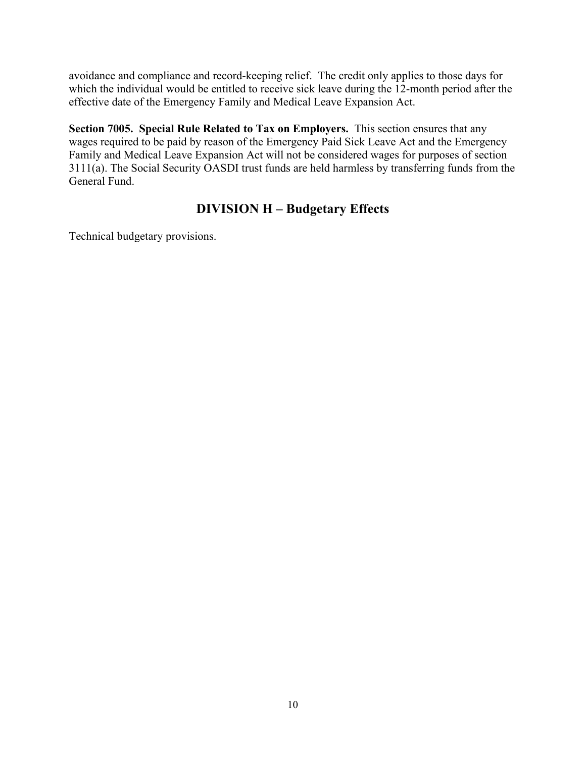avoidance and compliance and record-keeping relief. The credit only applies to those days for which the individual would be entitled to receive sick leave during the 12-month period after the effective date of the Emergency Family and Medical Leave Expansion Act.

**Section 7005. Special Rule Related to Tax on Employers.** This section ensures that any wages required to be paid by reason of the Emergency Paid Sick Leave Act and the Emergency Family and Medical Leave Expansion Act will not be considered wages for purposes of section 3111(a). The Social Security OASDI trust funds are held harmless by transferring funds from the General Fund.

## DIVISION H – Budgetary Effects

Technical budgetary provisions.